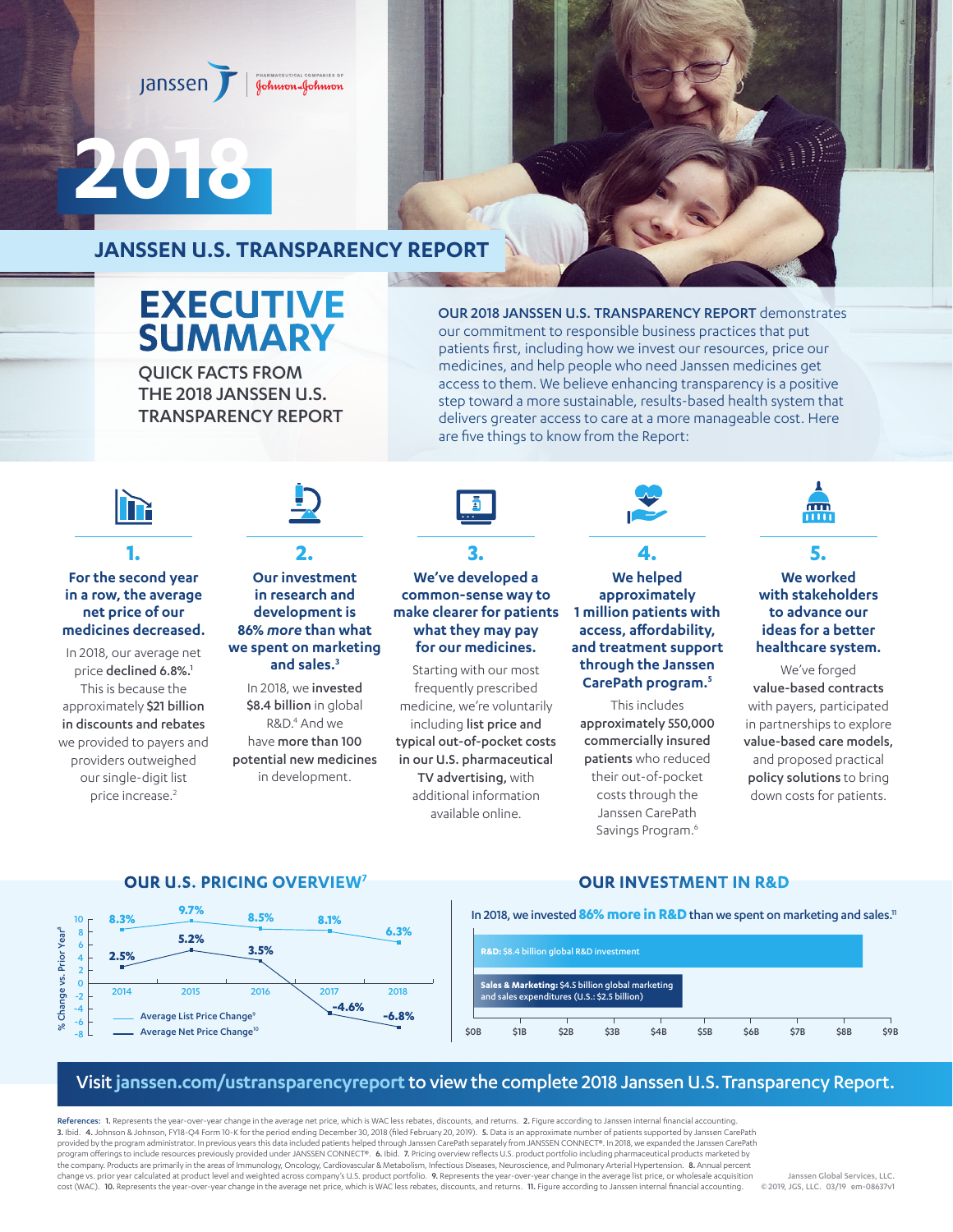# 2018

## JANSSEN U.S. TRANSPARENCY REPORT

# EXECUTIVE SUMMARY

QUICK FACTS FROM THE 2018 JANSSEN U.S. TRANSPARENCY REPORT

**OUR 2018 JANSSEN U.S. TRANSPARENCY REPORT** demonstrates our commitment to responsible business practices that put patients first, including how we invest our resources, price our medicines, and help people who need Janssen medicines get access to them. We believe enhancing transparency is a positive step toward a more sustainable, results-based health system that delivers greater access to care at a more manageable cost. Here are five things to know from the Report:

### 1. For the second year in a row, the average net price of our medicines decreased.

In 2018, our average net price **declined 6.8%.**[1] This is because the approximately **$21 billion in discounts and rebates** we provided to payers and providers outweighed our single-digit list price increase.[2]

### 2. Our investment in research and development is 86% *more* than what we spent on marketing and sales.[3]

In 2018, we **invested $8.4 billion** in global R&D.[4] And we have **more than 100 potential new medicines** in development.

### 3. We've developed a common-sense way to make clearer for patients what they may pay for our medicines.

Starting with our most frequently prescribed medicine, we're voluntarily including **list price and typical out-of-pocket costs in our U.S. pharmaceutical TV advertising,** with additional information available online.

### 4. We helped approximately 1 million patients with access, affordability, and treatment support through the Janssen CarePath program.[5]

This includes **approximately 550,000 commercially insured patients** who reduced their out-of-pocket costs through the Janssen CarePath Savings Program.[6]

### 5. We worked with stakeholders to advance our ideas for a better healthcare system.

We've forged **value-based contracts** with payers, participated in partnerships to explore **value-based care models,** and proposed practical **policy solutions** to bring down costs for patients.

## OUR U.S. PRICING OVERVIEW[7]

% Change vs. Prior Year[8]

| Year | Average List Price Change[9] | Average Net Price Change[10] |
|---|---|---|
| 2014 | 8.3% | 2.5% |
| 2015 | 9.7% | 5.2% |
| 2016 | 8.5% | 3.5% |
| 2017 | 8.1% | -4.6% |
| 2018 | 6.3% | -6.8% |

## OUR INVESTMENT IN R&D

In 2018, we invested **86% more in R&D** than we spent on marketing and sales.[11]

- **R&D:** $8.4 billion global R&D investment
- **Sales & Marketing:** $4.5 billion global marketing and sales expenditures (U.S.: $2.5 billion)

$0B $1B $2B $3B $4B $5B $6B $7B $8B $9B

**Visit janssen.com/ustransparencyreport to view the complete 2018 Janssen U.S. Transparency Report.**

**References:** 1. Represents the year-over-year change in the average net price, which is WAC less rebates, discounts, and returns. 2. Figure according to Janssen internal financial accounting. 3. Ibid. 4. Johnson & Johnson, FY18-Q4 Form 10-K for the period ending December 30, 2018 (filed February 20, 2019). 5. Data is an approximate number of patients supported by Janssen CarePath provided by the program administrator. In previous years this data included patients helped through Janssen CarePath separately from JANSSEN CONNECT®. In 2018, we expanded the Janssen CarePath program offerings to include resources previously provided under JANSSEN CONNECT®. 6. Ibid. 7. Pricing overview reflects U.S. product portfolio including pharmaceutical products marketed by the company. Products are primarily in the areas of Immunology, Oncology, Cardiovascular & Metabolism, Infectious Diseases, Neuroscience, and Pulmonary Arterial Hypertension. 8. Annual percent change vs. prior year calculated at product level and weighted across company's U.S. product portfolio. 9. Represents the year-over-year change in the average list price, or wholesale acquisition cost (WAC). 10. Represents the year-over-year change in the average net price, which is WAC less rebates, discounts, and returns. 11. Figure according to Janssen internal financial accounting.

Janssen Global Services, LLC. © 2019, JGS, LLC. 03/19 em-08637v1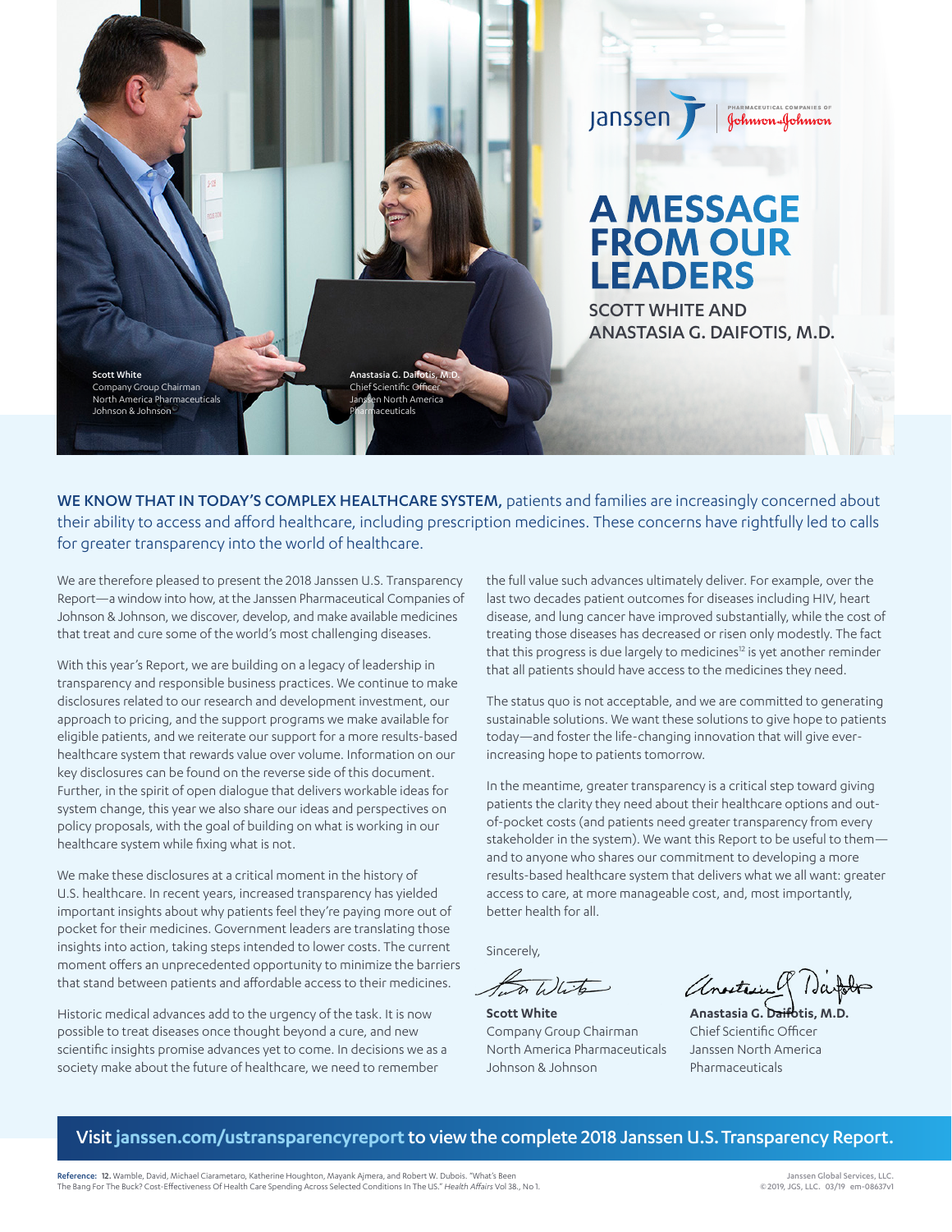Scott White
Company Group Chairman
North America Pharmaceuticals
Johnson & Johnson

Anastasia G. Daifotis, M.D.
Chief Scientific Officer
Janssen North America
Pharmaceuticals

Janssen | PHARMACEUTICAL COMPANIES OF Johnson & Johnson

# A MESSAGE FROM OUR LEADERS

## SCOTT WHITE AND ANASTASIA G. DAIFOTIS, M.D.

**WE KNOW THAT IN TODAY'S COMPLEX HEALTHCARE SYSTEM,** patients and families are increasingly concerned about their ability to access and afford healthcare, including prescription medicines. These concerns have rightfully led to calls for greater transparency into the world of healthcare.

We are therefore pleased to present the 2018 Janssen U.S. Transparency Report—a window into how, at the Janssen Pharmaceutical Companies of Johnson & Johnson, we discover, develop, and make available medicines that treat and cure some of the world's most challenging diseases.

With this year's Report, we are building on a legacy of leadership in transparency and responsible business practices. We continue to make disclosures related to our research and development investment, our approach to pricing, and the support programs we make available for eligible patients, and we reiterate our support for a more results-based healthcare system that rewards value over volume. Information on our key disclosures can be found on the reverse side of this document. Further, in the spirit of open dialogue that delivers workable ideas for system change, this year we also share our ideas and perspectives on policy proposals, with the goal of building on what is working in our healthcare system while fixing what is not.

We make these disclosures at a critical moment in the history of U.S. healthcare. In recent years, increased transparency has yielded important insights about why patients feel they're paying more out of pocket for their medicines. Government leaders are translating those insights into action, taking steps intended to lower costs. The current moment offers an unprecedented opportunity to minimize the barriers that stand between patients and affordable access to their medicines.

Historic medical advances add to the urgency of the task. It is now possible to treat diseases once thought beyond a cure, and new scientific insights promise advances yet to come. In decisions we as a society make about the future of healthcare, we need to remember the full value such advances ultimately deliver. For example, over the last two decades patient outcomes for diseases including HIV, heart disease, and lung cancer have improved substantially, while the cost of treating those diseases has decreased or risen only modestly. The fact that this progress is due largely to medicines[12] is yet another reminder that all patients should have access to the medicines they need.

The status quo is not acceptable, and we are committed to generating sustainable solutions. We want these solutions to give hope to patients today—and foster the life-changing innovation that will give ever-increasing hope to patients tomorrow.

In the meantime, greater transparency is a critical step toward giving patients the clarity they need about their healthcare options and out-of-pocket costs (and patients need greater transparency from every stakeholder in the system). We want this Report to be useful to them—and to anyone who shares our commitment to developing a more results-based healthcare system that delivers what we all want: greater access to care, at more manageable cost, and, most importantly, better health for all.

Sincerely,

**Scott White**
Company Group Chairman
North America Pharmaceuticals
Johnson & Johnson

**Anastasia G. Daifotis, M.D.**
Chief Scientific Officer
Janssen North America
Pharmaceuticals

**Visit janssen.com/ustransparencyreport to view the complete 2018 Janssen U.S. Transparency Report.**

Reference: 12. Wamble, David, Michael Ciarametaro, Katherine Houghton, Mayank Ajmera, and Robert W. Dubois. "What's Been The Bang For The Buck? Cost-Effectiveness Of Health Care Spending Across Selected Conditions In The US." *Health Affairs* Vol 38., No 1.

Janssen Global Services, LLC.
© 2019, JGS, LLC. 03/19 em-08637v1